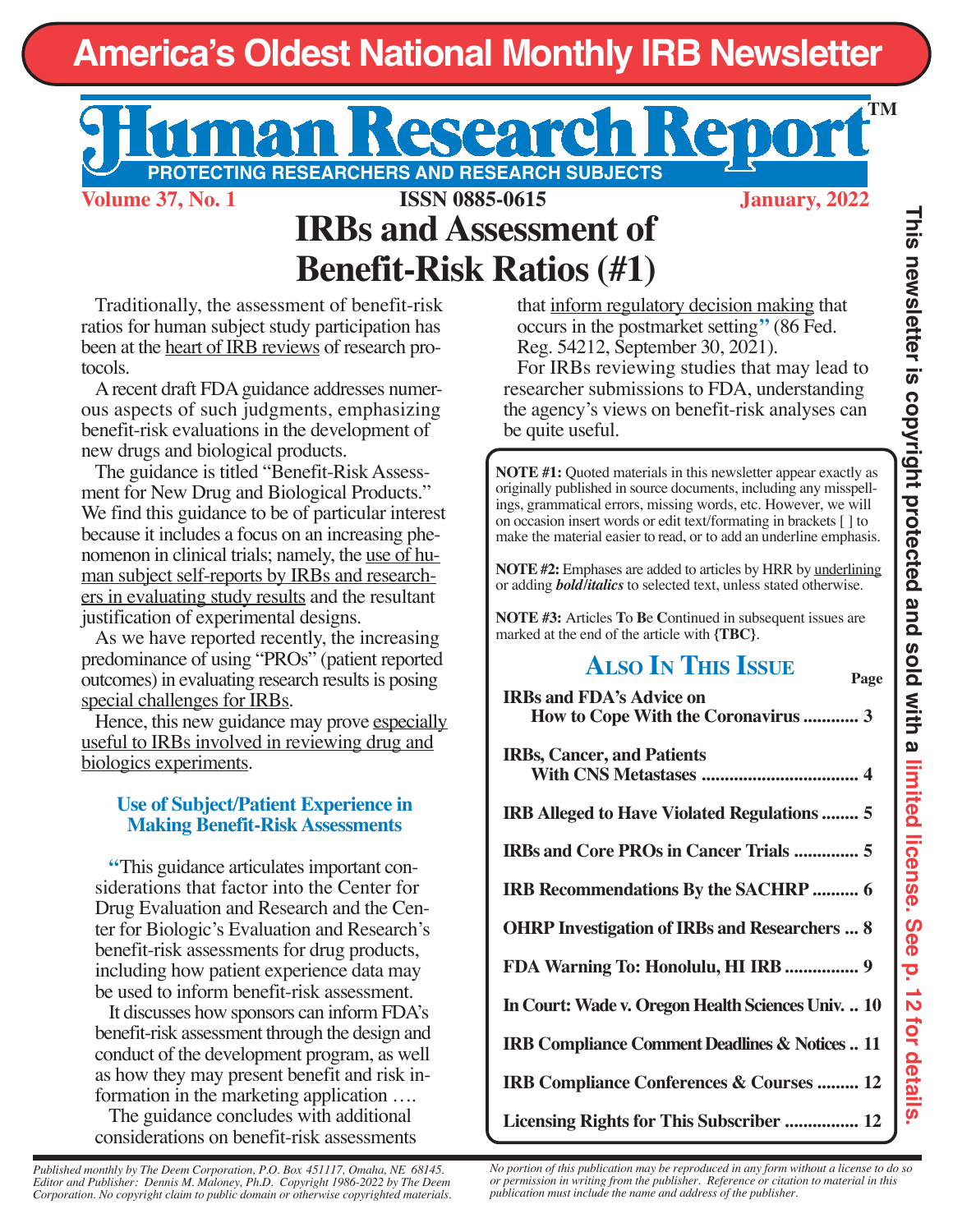# America's Oldest National Monthly IRB Newsletter

# Human Research Report™

PROTECTING RESEARCHERS AND RESEARCH SUBJECTS

Volume 37, No. 1 — ISSN 0885-0615 — January, 2022

## IRBs and Assessment of Benefit-Risk Ratios (#1)

Traditionally, the assessment of benefit-risk ratios for human subject study participation has been at the heart of IRB reviews of research protocols.

A recent draft FDA guidance addresses numerous aspects of such judgments, emphasizing benefit-risk evaluations in the development of new drugs and biological products.

The guidance is titled "Benefit-Risk Assessment for New Drug and Biological Products." We find this guidance to be of particular interest because it includes a focus on an increasing phenomenon in clinical trials; namely, the use of human subject self-reports by IRBs and researchers in evaluating study results and the resultant justification of experimental designs.

As we have reported recently, the increasing predominance of using "PROs" (patient reported outcomes) in evaluating research results is posing special challenges for IRBs.

Hence, this new guidance may prove especially useful to IRBs involved in reviewing drug and biologics experiments.

### Use of Subject/Patient Experience in Making Benefit-Risk Assessments

"This guidance articulates important considerations that factor into the Center for Drug Evaluation and Research and the Center for Biologic's Evaluation and Research's benefit-risk assessments for drug products, including how patient experience data may be used to inform benefit-risk assessment.

It discusses how sponsors can inform FDA's benefit-risk assessment through the design and conduct of the development program, as well as how they may present benefit and risk information in the marketing application ….

The guidance concludes with additional considerations on benefit-risk assessments that inform regulatory decision making that occurs in the postmarket setting" (86 Fed. Reg. 54212, September 30, 2021).

For IRBs reviewing studies that may lead to researcher submissions to FDA, understanding the agency's views on benefit-risk analyses can be quite useful.

**NOTE #1:** Quoted materials in this newsletter appear exactly as originally published in source documents, including any misspellings, grammatical errors, missing words, etc. However, we will on occasion insert words or edit text/formating in brackets [ ] to make the material easier to read, or to add an underline emphasis.

**NOTE #2:** Emphases are added to articles by HRR by underlining or adding ***bold/italics*** to selected text, unless stated otherwise.

**NOTE #3:** Articles **T**o **B**e **C**ontinued in subsequent issues are marked at the end of the article with **{TBC}**.

### Also In This Issue

| | Page |
|---|---|
| IRBs and FDA's Advice on How to Cope With the Coronavirus | 3 |
| IRBs, Cancer, and Patients With CNS Metastases | 4 |
| IRB Alleged to Have Violated Regulations | 5 |
| IRBs and Core PROs in Cancer Trials | 5 |
| IRB Recommendations By the SACHRP | 6 |
| OHRP Investigation of IRBs and Researchers | 8 |
| FDA Warning To: Honolulu, HI IRB | 9 |
| In Court: Wade v. Oregon Health Sciences Univ. | 10 |
| IRB Compliance Comment Deadlines & Notices | 11 |
| IRB Compliance Conferences & Courses | 12 |
| Licensing Rights for This Subscriber | 12 |

This newsletter is copyright protected and sold with a limited license. See p. 12 for details.

*Published monthly by The Deem Corporation, P.O. Box 451117, Omaha, NE 68145. Editor and Publisher: Dennis M. Maloney, Ph.D. Copyright 1986-2022 by The Deem Corporation. No copyright claim to public domain or otherwise copyrighted materials.*

*No portion of this publication may be reproduced in any form without a license to do so or permission in writing from the publisher. Reference or citation to material in this publication must include the name and address of the publisher.*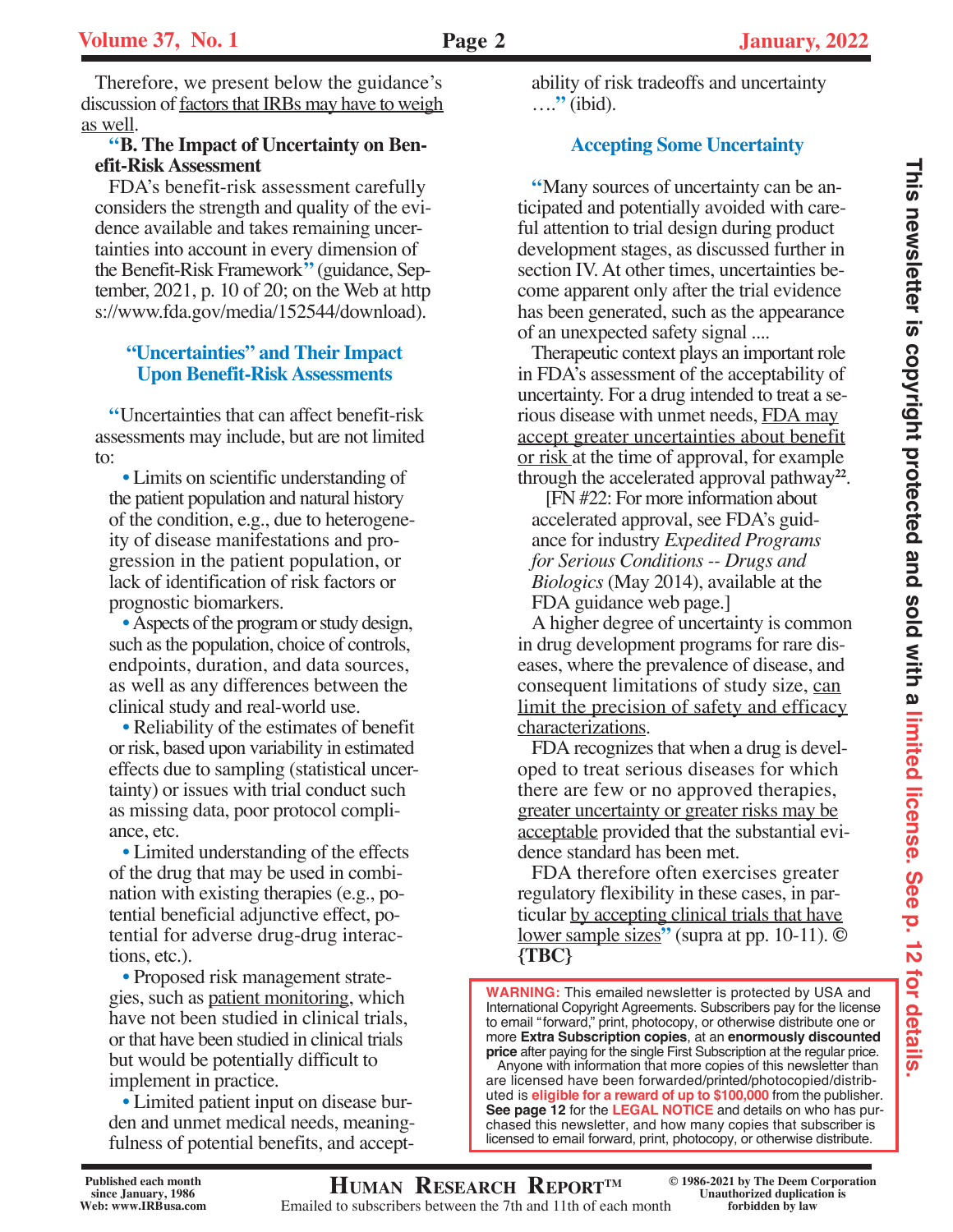Therefore, we present below the guidance's discussion of factors that IRBs may have to weigh as well.

**"B. The Impact of Uncertainty on Benefit-Risk Assessment**

FDA's benefit-risk assessment carefully considers the strength and quality of the evidence available and takes remaining uncertainties into account in every dimension of the Benefit-Risk Framework" (guidance, September, 2021, p. 10 of 20; on the Web at https://www.fda.gov/media/152544/download).

### "Uncertainties" and Their Impact Upon Benefit-Risk Assessments

"Uncertainties that can affect benefit-risk assessments may include, but are not limited to:

- Limits on scientific understanding of the patient population and natural history of the condition, e.g., due to heterogeneity of disease manifestations and progression in the patient population, or lack of identification of risk factors or prognostic biomarkers.
- Aspects of the program or study design, such as the population, choice of controls, endpoints, duration, and data sources, as well as any differences between the clinical study and real-world use.
- Reliability of the estimates of benefit or risk, based upon variability in estimated effects due to sampling (statistical uncertainty) or issues with trial conduct such as missing data, poor protocol compliance, etc.
- Limited understanding of the effects of the drug that may be used in combination with existing therapies (e.g., potential beneficial adjunctive effect, potential for adverse drug-drug interactions, etc.).
- Proposed risk management strategies, such as patient monitoring, which have not been studied in clinical trials, or that have been studied in clinical trials but would be potentially difficult to implement in practice.
- Limited patient input on disease burden and unmet medical needs, meaningfulness of potential benefits, and acceptability of risk tradeoffs and uncertainty …." (ibid).

### Accepting Some Uncertainty

"Many sources of uncertainty can be anticipated and potentially avoided with careful attention to trial design during product development stages, as discussed further in section IV. At other times, uncertainties become apparent only after the trial evidence has been generated, such as the appearance of an unexpected safety signal ....

Therapeutic context plays an important role in FDA's assessment of the acceptability of uncertainty. For a drug intended to treat a serious disease with unmet needs, FDA may accept greater uncertainties about benefit or risk at the time of approval, for example through the accelerated approval pathway[22].

[FN #22: For more information about accelerated approval, see FDA's guidance for industry *Expedited Programs for Serious Conditions -- Drugs and Biologics* (May 2014), available at the FDA guidance web page.]

A higher degree of uncertainty is common in drug development programs for rare diseases, where the prevalence of disease, and consequent limitations of study size, can limit the precision of safety and efficacy characterizations.

FDA recognizes that when a drug is developed to treat serious diseases for which there are few or no approved therapies, greater uncertainty or greater risks may be acceptable provided that the substantial evidence standard has been met.

FDA therefore often exercises greater regulatory flexibility in these cases, in particular by accepting clinical trials that have lower sample sizes" (supra at pp. 10-11). © **{TBC}**

**WARNING:** This emailed newsletter is protected by USA and International Copyright Agreements. Subscribers pay for the license to email "forward," print, photocopy, or otherwise distribute one or more **Extra Subscription copies**, at an **enormously discounted price** after paying for the single First Subscription at the regular price. Anyone with information that more copies of this newsletter than are licensed have been forwarded/printed/photocopied/distributed is **eligible for a reward of up to $100,000** from the publisher. **See page 12** for the **LEGAL NOTICE** and details on who has purchased this newsletter, and how many copies that subscriber is licensed to email forward, print, photocopy, or otherwise distribute.